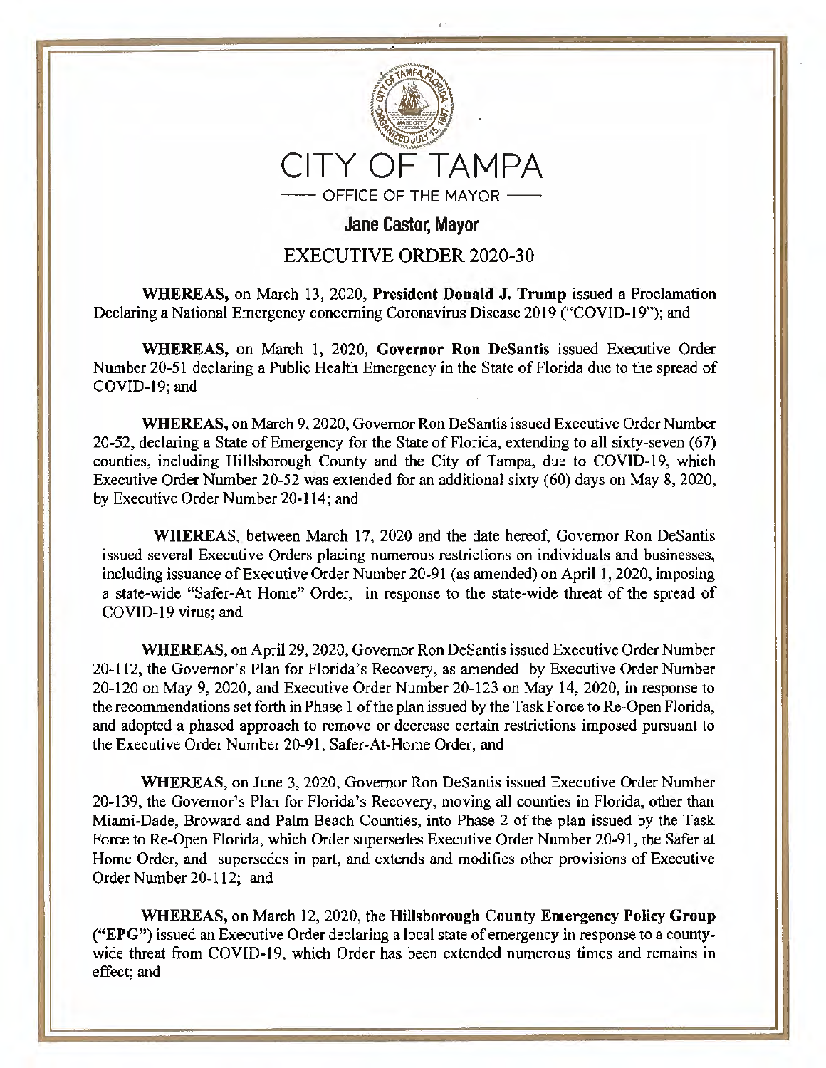# CITY OF TAMPA

OFFICE OF THE MAYOR

## Jane Castor, Mayor

## EXECUTIVE ORDER 2020-30

**WHEREAS,** on March 13, 2020, **President Donald J. Trump** issued a Proclamation Declaring a National Emergency concerning Coronavirus Disease 2019 ("COVID-19"); and

**WHEREAS,** on March 1, 2020, **Governor Ron DeSantis** issued Executive Order Number 20-51 declaring a Public Health Emergency in the State of Florida due to the spread of COVID-19; and

**WHEREAS,** on March 9, 2020, Governor Ron DeSantis issued Executive Order Number 20-52, declaring a State of Emergency for the State of Florida, extending to all sixty-seven (67) counties, including Hillsborough County and the City of Tampa, due to COVID-19, which Executive Order Number 20-52 was extended for an additional sixty (60) days on May 8, 2020, by Executive Order Number 20-114; and

**WHEREAS**, between March 17, 2020 and the date hereof, Governor Ron DeSantis issued several Executive Orders placing numerous restrictions on individuals and businesses, including issuance of Executive Order Number 20-91 (as amended) on April 1, 2020, imposing a state-wide "Safer-At Home" Order, in response to the state-wide threat of the spread of COVID-19 virus; and

**WHEREAS**, on April 29, 2020, Governor Ron DeSantis issued Executive Order Number 20-112, the Governor's Plan for Florida's Recovery, as amended by Executive Order Number 20-120 on May 9, 2020, and Executive Order Number 20-123 on May 14, 2020, in response to the recommendations set forth in Phase 1 of the plan issued by the Task Force to Re-Open Florida, and adopted a phased approach to remove or decrease certain restrictions imposed pursuant to the Executive Order Number 20-91, Safer-At-Home Order; and

**WHEREAS,** on June 3, 2020, Governor Ron DeSantis issued Executive Order Number 20-139, the Governor's Plan for Florida's Recovery, moving all counties in Florida, other than Miami-Dade, Broward and Palm Beach Counties, into Phase 2 of the plan issued by the Task Force to Re-Open Florida, which Order supersedes Executive Order Number 20-91, the Safer at Home Order, and supersedes in part, and extends and modifies other provisions of Executive Order Number 20-112; and

**WHEREAS,** on March 12, 2020, the **Hillsborough County Emergency Policy Group ("EPG")** issued an Executive Order declaring a local state of emergency in response to a county-wide threat from COVID-19, which Order has been extended numerous times and remains in effect; and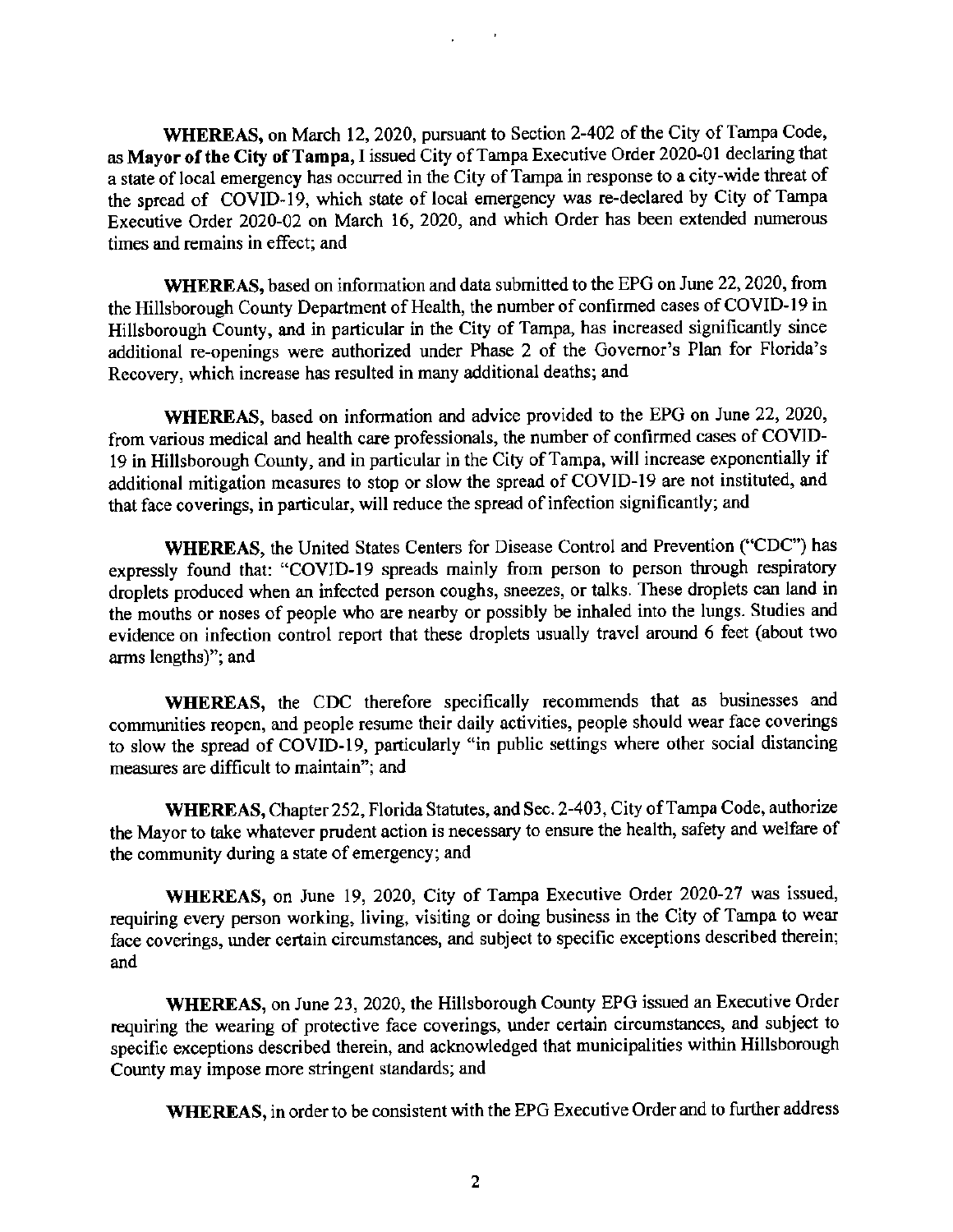**WHEREAS,** on March 12, 2020, pursuant to Section 2-402 of the City of Tampa Code, as **Mayor of the City of Tampa,** I issued City of Tampa Executive Order 2020-01 declaring that a state of local emergency has occurred in the City of Tampa in response to a city-wide threat of the spread of COVID-19, which state of local emergency was re-declared by City of Tampa Executive Order 2020-02 on March 16, 2020, and which Order has been extended numerous times and remains in effect; and

**WHEREAS,** based on information and data submitted to the EPG on June 22, 2020, from the Hillsborough County Department of Health, the number of confirmed cases of COVID-19 in Hillsborough County, and in particular in the City of Tampa, has increased significantly since additional re-openings were authorized under Phase 2 of the Governor's Plan for Florida's Recovery, which increase has resulted in many additional deaths; and

**WHEREAS,** based on information and advice provided to the EPG on June 22, 2020, from various medical and health care professionals, the number of confirmed cases of COVID-19 in Hillsborough County, and in particular in the City of Tampa, will increase exponentially if additional mitigation measures to stop or slow the spread of COVID-19 are not instituted, and that face coverings, in particular, will reduce the spread of infection significantly; and

**WHEREAS,** the United States Centers for Disease Control and Prevention ("CDC") has expressly found that: "COVID-19 spreads mainly from person to person through respiratory droplets produced when an infected person coughs, sneezes, or talks. These droplets can land in the mouths or noses of people who are nearby or possibly be inhaled into the lungs. Studies and evidence on infection control report that these droplets usually travel around 6 feet (about two arms lengths)"; and

**WHEREAS,** the CDC therefore specifically recommends that as businesses and communities reopen, and people resume their daily activities, people should wear face coverings to slow the spread of COVID-19, particularly "in public settings where other social distancing measures are difficult to maintain"; and

**WHEREAS,** Chapter 252, Florida Statutes, and Sec. 2-403, City of Tampa Code, authorize the Mayor to take whatever prudent action is necessary to ensure the health, safety and welfare of the community during a state of emergency; and

**WHEREAS,** on June 19, 2020, City of Tampa Executive Order 2020-27 was issued, requiring every person working, living, visiting or doing business in the City of Tampa to wear face coverings, under certain circumstances, and subject to specific exceptions described therein; and

**WHEREAS,** on June 23, 2020, the Hillsborough County EPG issued an Executive Order requiring the wearing of protective face coverings, under certain circumstances, and subject to specific exceptions described therein, and acknowledged that municipalities within Hillsborough County may impose more stringent standards; and

**WHEREAS,** in order to be consistent with the EPG Executive Order and to further address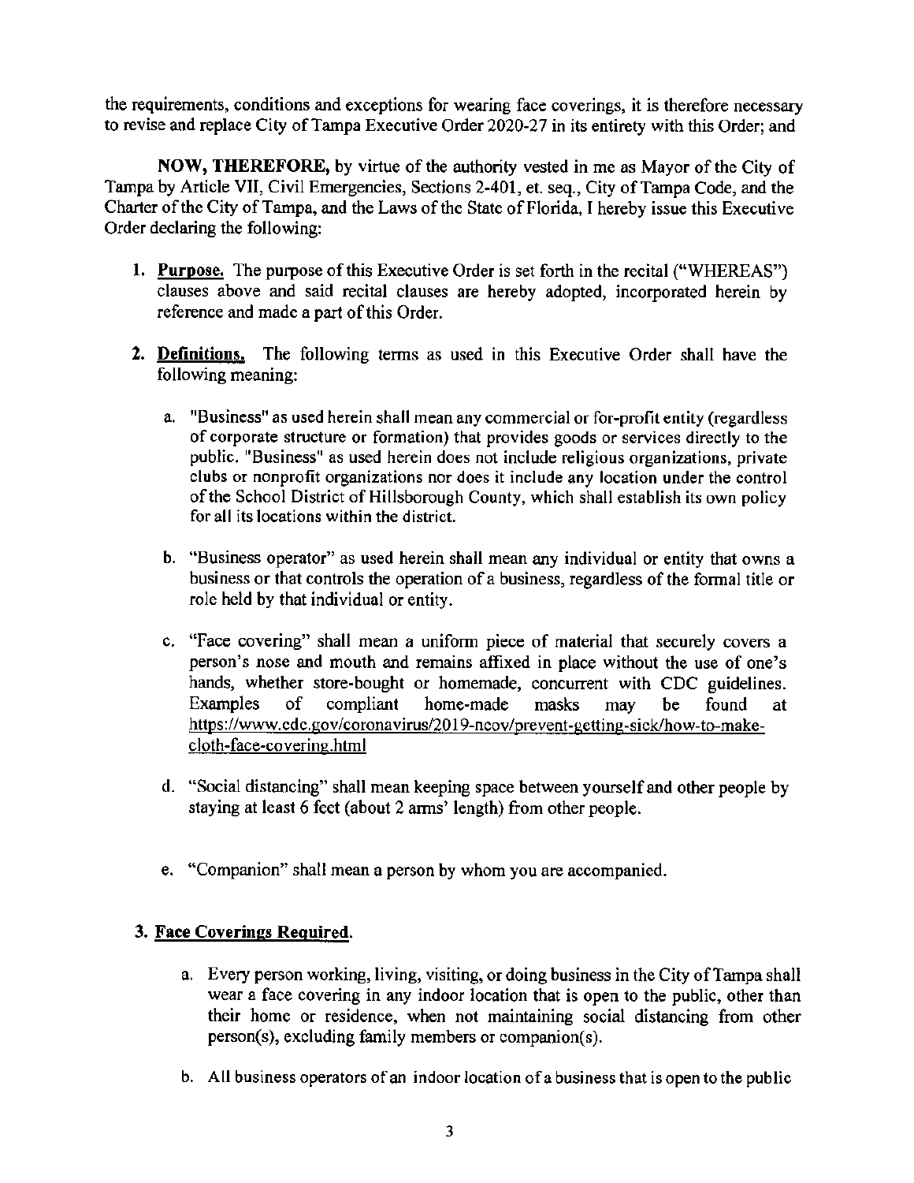the requirements, conditions and exceptions for wearing face coverings, it is therefore necessary to revise and replace City of Tampa Executive Order 2020-27 in its entirety with this Order; and

**NOW, THEREFORE,** by virtue of the authority vested in me as Mayor of the City of Tampa by Article VII, Civil Emergencies, Sections 2-401, et. seq., City of Tampa Code, and the Charter of the City of Tampa, and the Laws of the State of Florida, I hereby issue this Executive Order declaring the following:

1. **Purpose.** The purpose of this Executive Order is set forth in the recital ("WHEREAS") clauses above and said recital clauses are hereby adopted, incorporated herein by reference and made a part of this Order.

2. **Definitions.** The following terms as used in this Executive Order shall have the following meaning:

   a. "Business" as used herein shall mean any commercial or for-profit entity (regardless of corporate structure or formation) that provides goods or services directly to the public. "Business" as used herein does not include religious organizations, private clubs or nonprofit organizations nor does it include any location under the control of the School District of Hillsborough County, which shall establish its own policy for all its locations within the district.

   b. "Business operator" as used herein shall mean any individual or entity that owns a business or that controls the operation of a business, regardless of the formal title or role held by that individual or entity.

   c. "Face covering" shall mean a uniform piece of material that securely covers a person's nose and mouth and remains affixed in place without the use of one's hands, whether store-bought or homemade, concurrent with CDC guidelines. Examples of compliant home-made masks may be found at https://www.cdc.gov/coronavirus/2019-ncov/prevent-getting-sick/how-to-make-cloth-face-covering.html

   d. "Social distancing" shall mean keeping space between yourself and other people by staying at least 6 feet (about 2 arms' length) from other people.

   e. "Companion" shall mean a person by whom you are accompanied.

3. **Face Coverings Required.**

   a. Every person working, living, visiting, or doing business in the City of Tampa shall wear a face covering in any indoor location that is open to the public, other than their home or residence, when not maintaining social distancing from other person(s), excluding family members or companion(s).

   b. All business operators of an indoor location of a business that is open to the public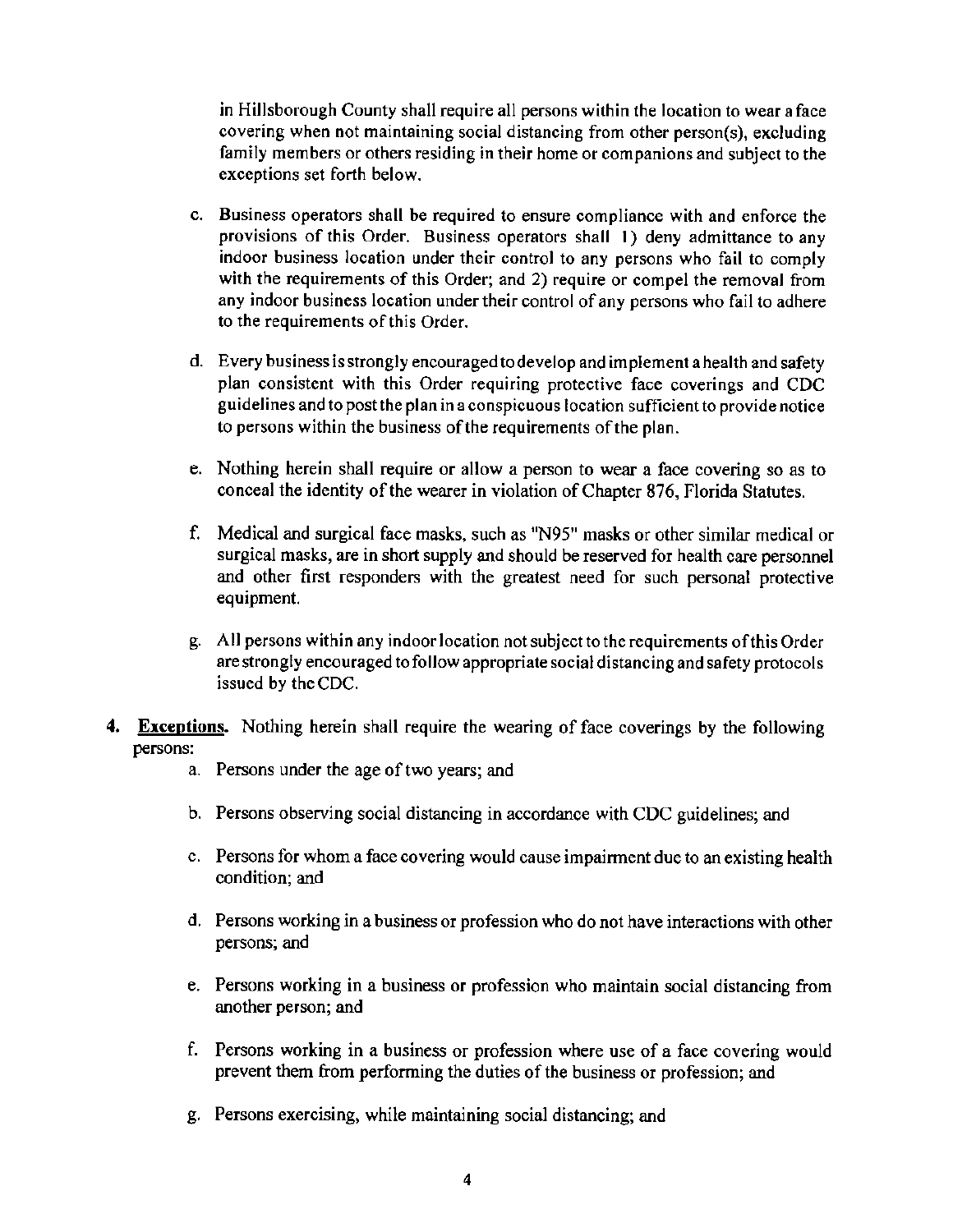in Hillsborough County shall require all persons within the location to wear a face covering when not maintaining social distancing from other person(s), excluding family members or others residing in their home or companions and subject to the exceptions set forth below.

c. Business operators shall be required to ensure compliance with and enforce the provisions of this Order. Business operators shall 1) deny admittance to any indoor business location under their control to any persons who fail to comply with the requirements of this Order; and 2) require or compel the removal from any indoor business location under their control of any persons who fail to adhere to the requirements of this Order.

d. Every business is strongly encouraged to develop and implement a health and safety plan consistent with this Order requiring protective face coverings and CDC guidelines and to post the plan in a conspicuous location sufficient to provide notice to persons within the business of the requirements of the plan.

e. Nothing herein shall require or allow a person to wear a face covering so as to conceal the identity of the wearer in violation of Chapter 876, Florida Statutes.

f. Medical and surgical face masks, such as "N95" masks or other similar medical or surgical masks, are in short supply and should be reserved for health care personnel and other first responders with the greatest need for such personal protective equipment.

g. All persons within any indoor location not subject to the requirements of this Order are strongly encouraged to follow appropriate social distancing and safety protocols issued by the CDC.

4. **Exceptions.** Nothing herein shall require the wearing of face coverings by the following persons:

   a. Persons under the age of two years; and

   b. Persons observing social distancing in accordance with CDC guidelines; and

   c. Persons for whom a face covering would cause impairment due to an existing health condition; and

   d. Persons working in a business or profession who do not have interactions with other persons; and

   e. Persons working in a business or profession who maintain social distancing from another person; and

   f. Persons working in a business or profession where use of a face covering would prevent them from performing the duties of the business or profession; and

   g. Persons exercising, while maintaining social distancing; and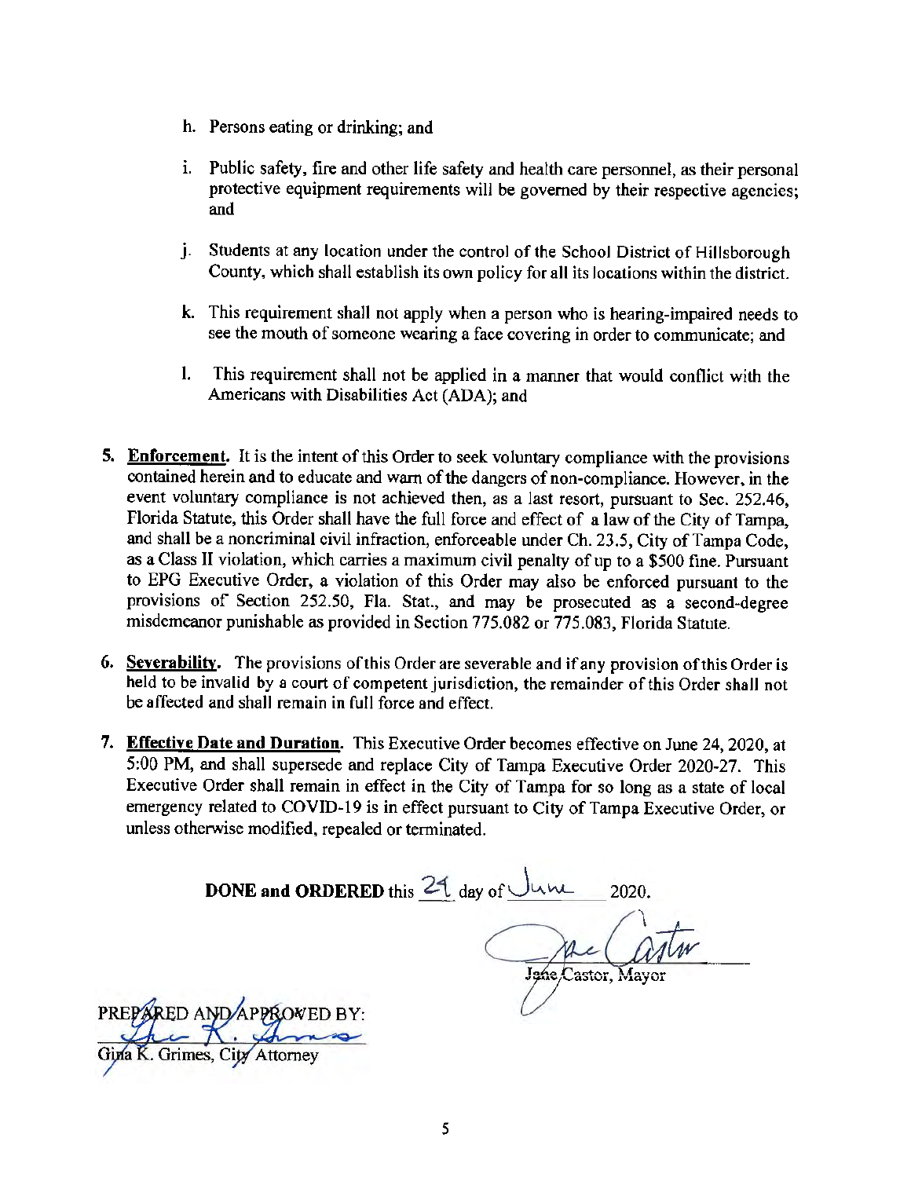h. Persons eating or drinking; and

i. Public safety, fire and other life safety and health care personnel, as their personal protective equipment requirements will be governed by their respective agencies; and

j. Students at any location under the control of the School District of Hillsborough County, which shall establish its own policy for all its locations within the district.

k. This requirement shall not apply when a person who is hearing-impaired needs to see the mouth of someone wearing a face covering in order to communicate; and

l. This requirement shall not be applied in a manner that would conflict with the Americans with Disabilities Act (ADA); and

5. **Enforcement.** It is the intent of this Order to seek voluntary compliance with the provisions contained herein and to educate and warn of the dangers of non-compliance. However, in the event voluntary compliance is not achieved then, as a last resort, pursuant to Sec. 252.46, Florida Statute, this Order shall have the full force and effect of a law of the City of Tampa, and shall be a noncriminal civil infraction, enforceable under Ch. 23.5, City of Tampa Code, as a Class II violation, which carries a maximum civil penalty of up to a $500 fine. Pursuant to EPG Executive Order, a violation of this Order may also be enforced pursuant to the provisions of Section 252.50, Fla. Stat., and may be prosecuted as a second-degree misdemeanor punishable as provided in Section 775.082 or 775.083, Florida Statute.

6. **Severability.** The provisions of this Order are severable and if any provision of this Order is held to be invalid by a court of competent jurisdiction, the remainder of this Order shall not be affected and shall remain in full force and effect.

7. **Effective Date and Duration.** This Executive Order becomes effective on June 24, 2020, at 5:00 PM, and shall supersede and replace City of Tampa Executive Order 2020-27. This Executive Order shall remain in effect in the City of Tampa for so long as a state of local emergency related to COVID-19 is in effect pursuant to City of Tampa Executive Order, or unless otherwise modified, repealed or terminated.

**DONE and ORDERED** this 24 day of June 2020.

Jane Castor, Mayor

PREPARED AND APPROVED BY:

Gina K. Grimes, City Attorney